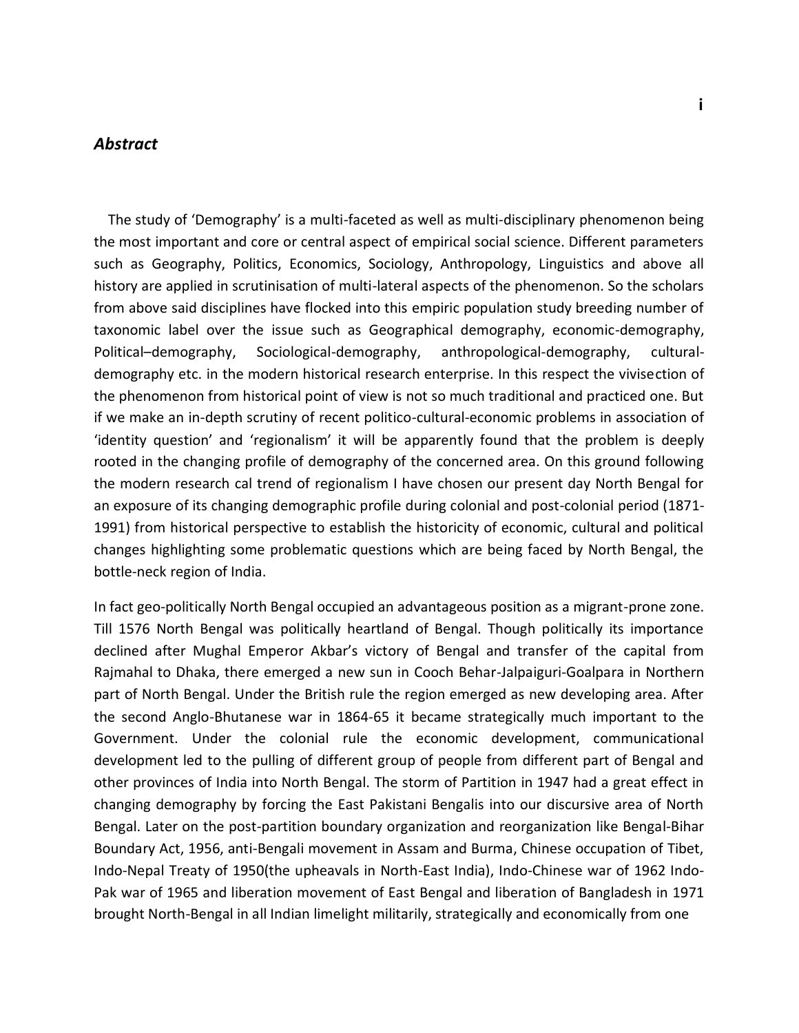## *Abstract*

The study of 'Demography' is a multi-faceted as well as multi-disciplinary phenomenon being the most important and core or central aspect of empirical social science. Different parameters such as Geography, Politics, Economics, Sociology, Anthropology, Linguistics and above all history are applied in scrutinisation of multi-lateral aspects of the phenomenon. So the scholars from above said disciplines have flocked into this empiric population study breeding number of taxonomic label over the issue such as Geographical demography, economic-demography, Political–demography, Sociological-demography, anthropological-demography, cultural-demography etc. in the modern historical research enterprise. In this respect the vivisection of the phenomenon from historical point of view is not so much traditional and practiced one. But if we make an in-depth scrutiny of recent politico-cultural-economic problems in association of 'identity question' and 'regionalism' it will be apparently found that the problem is deeply rooted in the changing profile of demography of the concerned area. On this ground following the modern research cal trend of regionalism I have chosen our present day North Bengal for an exposure of its changing demographic profile during colonial and post-colonial period (1871-1991) from historical perspective to establish the historicity of economic, cultural and political changes highlighting some problematic questions which are being faced by North Bengal, the bottle-neck region of India.

In fact geo-politically North Bengal occupied an advantageous position as a migrant-prone zone. Till 1576 North Bengal was politically heartland of Bengal. Though politically its importance declined after Mughal Emperor Akbar's victory of Bengal and transfer of the capital from Rajmahal to Dhaka, there emerged a new sun in Cooch Behar-Jalpaiguri-Goalpara in Northern part of North Bengal. Under the British rule the region emerged as new developing area. After the second Anglo-Bhutanese war in 1864-65 it became strategically much important to the Government. Under the colonial rule the economic development, communicational development led to the pulling of different group of people from different part of Bengal and other provinces of India into North Bengal. The storm of Partition in 1947 had a great effect in changing demography by forcing the East Pakistani Bengalis into our discursive area of North Bengal. Later on the post-partition boundary organization and reorganization like Bengal-Bihar Boundary Act, 1956, anti-Bengali movement in Assam and Burma, Chinese occupation of Tibet, Indo-Nepal Treaty of 1950(the upheavals in North-East India), Indo-Chinese war of 1962 Indo-Pak war of 1965 and liberation movement of East Bengal and liberation of Bangladesh in 1971 brought North-Bengal in all Indian limelight militarily, strategically and economically from one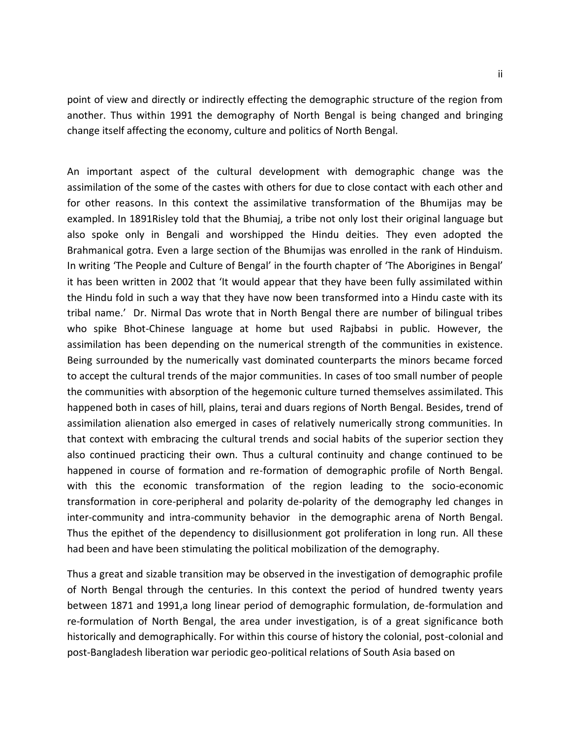point of view and directly or indirectly effecting the demographic structure of the region from another. Thus within 1991 the demography of North Bengal is being changed and bringing change itself affecting the economy, culture and politics of North Bengal.

An important aspect of the cultural development with demographic change was the assimilation of the some of the castes with others for due to close contact with each other and for other reasons. In this context the assimilative transformation of the Bhumijas may be exampled. In 1891Risley told that the Bhumiaj, a tribe not only lost their original language but also spoke only in Bengali and worshipped the Hindu deities. They even adopted the Brahmanical gotra. Even a large section of the Bhumijas was enrolled in the rank of Hinduism. In writing 'The People and Culture of Bengal' in the fourth chapter of 'The Aborigines in Bengal' it has been written in 2002 that 'It would appear that they have been fully assimilated within the Hindu fold in such a way that they have now been transformed into a Hindu caste with its tribal name.' Dr. Nirmal Das wrote that in North Bengal there are number of bilingual tribes who spike Bhot-Chinese language at home but used Rajbabsi in public. However, the assimilation has been depending on the numerical strength of the communities in existence. Being surrounded by the numerically vast dominated counterparts the minors became forced to accept the cultural trends of the major communities. In cases of too small number of people the communities with absorption of the hegemonic culture turned themselves assimilated. This happened both in cases of hill, plains, terai and duars regions of North Bengal. Besides, trend of assimilation alienation also emerged in cases of relatively numerically strong communities. In that context with embracing the cultural trends and social habits of the superior section they also continued practicing their own. Thus a cultural continuity and change continued to be happened in course of formation and re-formation of demographic profile of North Bengal. with this the economic transformation of the region leading to the socio-economic transformation in core-peripheral and polarity de-polarity of the demography led changes in inter-community and intra-community behavior in the demographic arena of North Bengal. Thus the epithet of the dependency to disillusionment got proliferation in long run. All these had been and have been stimulating the political mobilization of the demography.

Thus a great and sizable transition may be observed in the investigation of demographic profile of North Bengal through the centuries. In this context the period of hundred twenty years between 1871 and 1991,a long linear period of demographic formulation, de-formulation and re-formulation of North Bengal, the area under investigation, is of a great significance both historically and demographically. For within this course of history the colonial, post-colonial and post-Bangladesh liberation war periodic geo-political relations of South Asia based on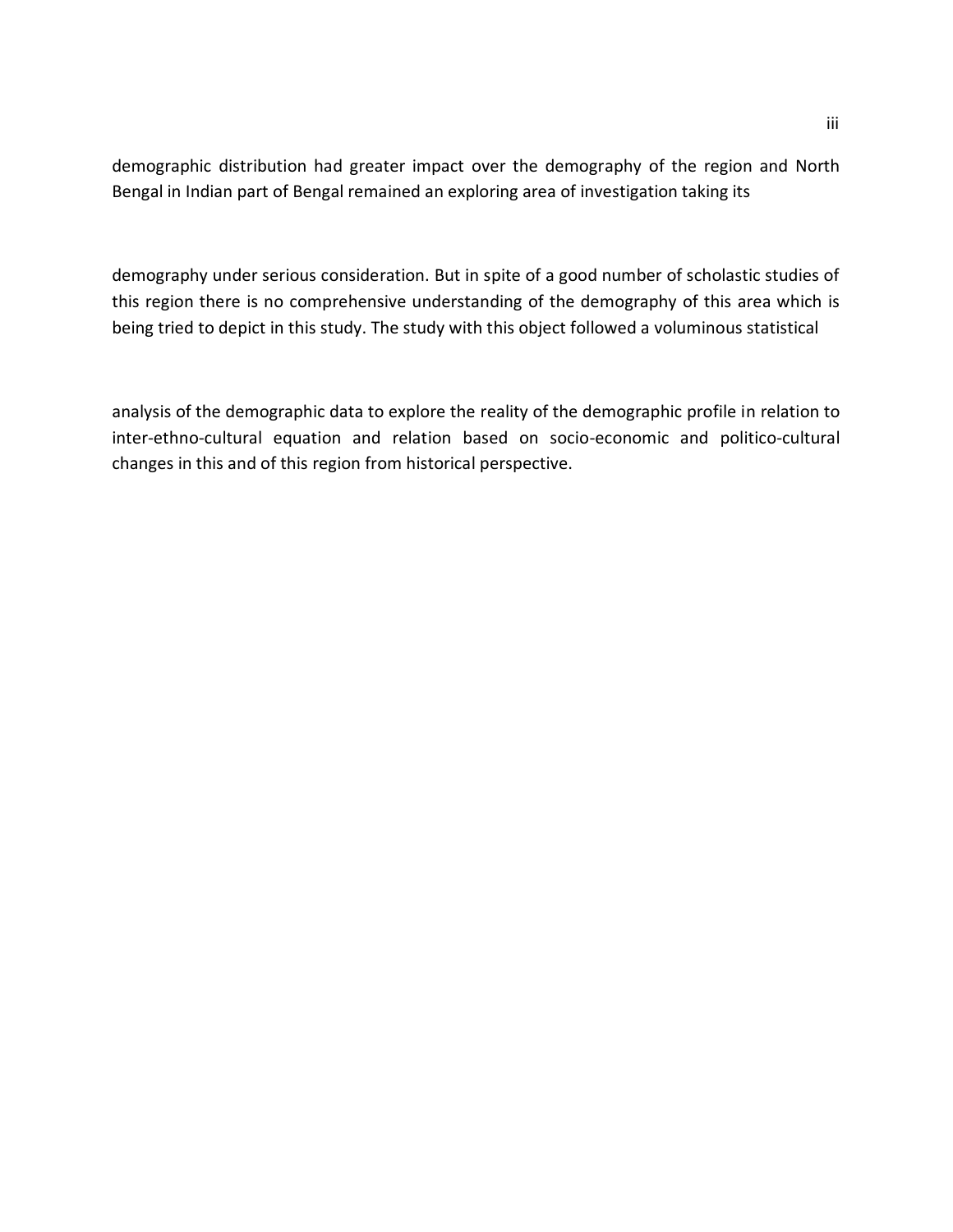demographic distribution had greater impact over the demography of the region and North Bengal in Indian part of Bengal remained an exploring area of investigation taking its

demography under serious consideration. But in spite of a good number of scholastic studies of this region there is no comprehensive understanding of the demography of this area which is being tried to depict in this study. The study with this object followed a voluminous statistical

analysis of the demographic data to explore the reality of the demographic profile in relation to inter-ethno-cultural equation and relation based on socio-economic and politico-cultural changes in this and of this region from historical perspective.